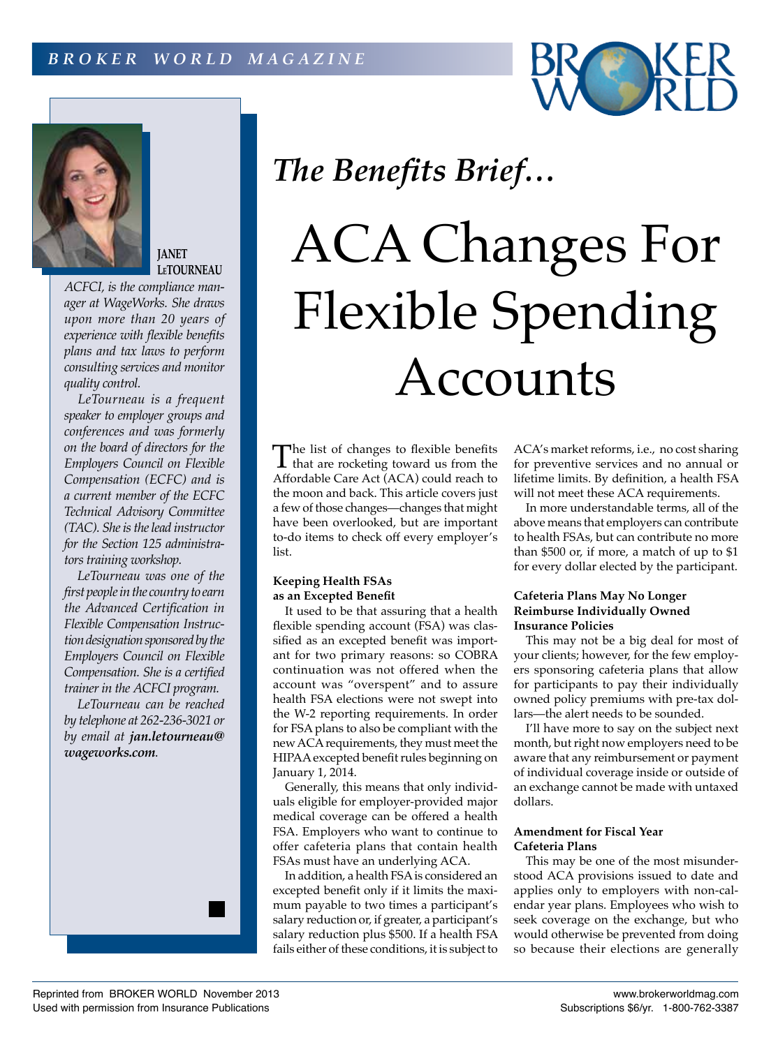*The Benefits Brief…*

# ACA Changes For Flexible Spending Accounts

**JANET LeTOURNEAU**

*ACFCI, is the compliance manager at WageWorks. She draws upon more than 20 years of experience with flexible benefits plans and tax laws to perform consulting services and monitor quality control.*

*LeTourneau is a frequent speaker to employer groups and conferences and was formerly on the board of directors for the Employers Council on Flexible Compensation (ECFC) and is a current member of the ECFC Technical Advisory Committee (TAC). She is the lead instructor for the Section 125 administrators training workshop.*

*LeTourneau was one of the first people in the country to earn the Advanced Certification in Flexible Compensation Instruction designation sponsored by the Employers Council on Flexible Compensation. She is a certified trainer in the ACFCI program.*

*LeTourneau can be reached by telephone at 262-236-3021 or by email at* ***jan.letourneau@wageworks.com****.*

The list of changes to flexible benefits that are rocketing toward us from the Affordable Care Act (ACA) could reach to the moon and back. This article covers just a few of those changes—changes that might have been overlooked, but are important to-do items to check off every employer's list.

### Keeping Health FSAs as an Excepted Benefit

It used to be that assuring that a health flexible spending account (FSA) was classified as an excepted benefit was important for two primary reasons: so COBRA continuation was not offered when the account was "overspent" and to assure health FSA elections were not swept into the W-2 reporting requirements. In order for FSA plans to also be compliant with the new ACA requirements, they must meet the HIPAA excepted benefit rules beginning on January 1, 2014.

Generally, this means that only individuals eligible for employer-provided major medical coverage can be offered a health FSA. Employers who want to continue to offer cafeteria plans that contain health FSAs must have an underlying ACA.

In addition, a health FSA is considered an excepted benefit only if it limits the maximum payable to two times a participant's salary reduction or, if greater, a participant's salary reduction plus $500. If a health FSA fails either of these conditions, it is subject to ACA's market reforms, i.e., no cost sharing for preventive services and no annual or lifetime limits. By definition, a health FSA will not meet these ACA requirements.

In more understandable terms, all of the above means that employers can contribute to health FSAs, but can contribute no more than $500 or, if more, a match of up to $1 for every dollar elected by the participant.

### Cafeteria Plans May No Longer Reimburse Individually Owned Insurance Policies

This may not be a big deal for most of your clients; however, for the few employers sponsoring cafeteria plans that allow for participants to pay their individually owned policy premiums with pre-tax dollars—the alert needs to be sounded.

I'll have more to say on the subject next month, but right now employers need to be aware that any reimbursement or payment of individual coverage inside or outside of an exchange cannot be made with untaxed dollars.

### Amendment for Fiscal Year Cafeteria Plans

This may be one of the most misunderstood ACA provisions issued to date and applies only to employers with non-calendar year plans. Employees who wish to seek coverage on the exchange, but who would otherwise be prevented from doing so because their elections are generally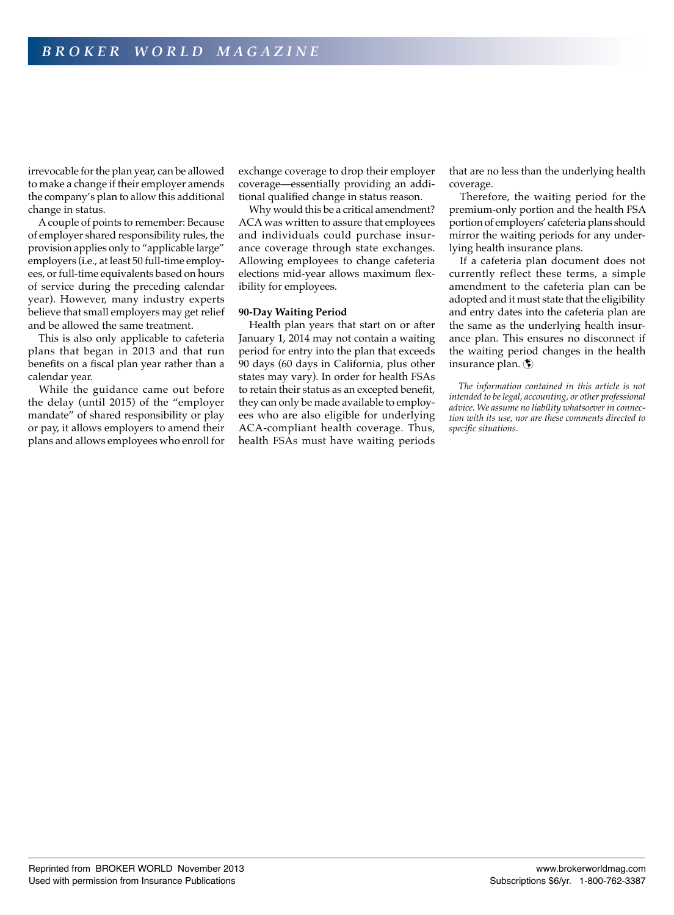irrevocable for the plan year, can be allowed to make a change if their employer amends the company's plan to allow this additional change in status.

A couple of points to remember: Because of employer shared responsibility rules, the provision applies only to "applicable large" employers (i.e., at least 50 full-time employees, or full-time equivalents based on hours of service during the preceding calendar year). However, many industry experts believe that small employers may get relief and be allowed the same treatment.

This is also only applicable to cafeteria plans that began in 2013 and that run benefits on a fiscal plan year rather than a calendar year.

While the guidance came out before the delay (until 2015) of the "employer mandate" of shared responsibility or play or pay, it allows employers to amend their plans and allows employees who enroll for exchange coverage to drop their employer coverage—essentially providing an additional qualified change in status reason.

Why would this be a critical amendment? ACA was written to assure that employees and individuals could purchase insurance coverage through state exchanges. Allowing employees to change cafeteria elections mid-year allows maximum flexibility for employees.

**90-Day Waiting Period**

Health plan years that start on or after January 1, 2014 may not contain a waiting period for entry into the plan that exceeds 90 days (60 days in California, plus other states may vary). In order for health FSAs to retain their status as an excepted benefit, they can only be made available to employees who are also eligible for underlying ACA-compliant health coverage. Thus, health FSAs must have waiting periods that are no less than the underlying health coverage.

Therefore, the waiting period for the premium-only portion and the health FSA portion of employers' cafeteria plans should mirror the waiting periods for any underlying health insurance plans.

If a cafeteria plan document does not currently reflect these terms, a simple amendment to the cafeteria plan can be adopted and it must state that the eligibility and entry dates into the cafeteria plan are the same as the underlying health insurance plan. This ensures no disconnect if the waiting period changes in the health insurance plan.

*The information contained in this article is not intended to be legal, accounting, or other professional advice. We assume no liability whatsoever in connection with its use, nor are these comments directed to specific situations.*